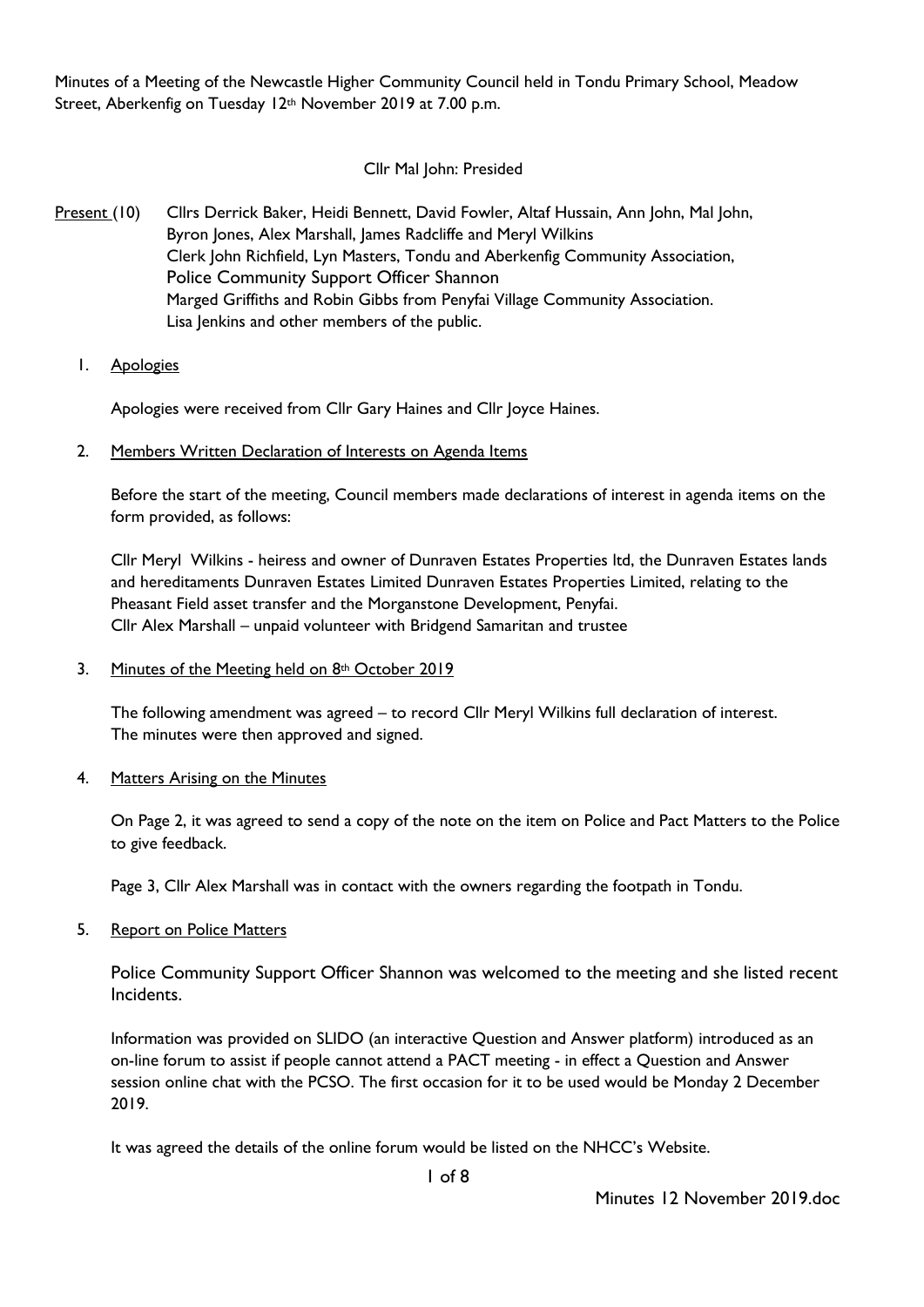Minutes of a Meeting of the Newcastle Higher Community Council held in Tondu Primary School, Meadow Street, Aberkenfig on Tuesday 12th November 2019 at 7.00 p.m.

Cllr Mal John: Presided

Present (10) Cllrs Derrick Baker, Heidi Bennett, David Fowler, Altaf Hussain, Ann John, Mal John, Byron Jones, Alex Marshall, James Radcliffe and Meryl Wilkins
Clerk John Richfield, Lyn Masters, Tondu and Aberkenfig Community Association,
Police Community Support Officer Shannon
Marged Griffiths and Robin Gibbs from Penyfai Village Community Association.
Lisa Jenkins and other members of the public.

1. Apologies

Apologies were received from Cllr Gary Haines and Cllr Joyce Haines.

2. Members Written Declaration of Interests on Agenda Items

Before the start of the meeting, Council members made declarations of interest in agenda items on the form provided, as follows:

Cllr Meryl Wilkins - heiress and owner of Dunraven Estates Properties ltd, the Dunraven Estates lands and hereditaments Dunraven Estates Limited Dunraven Estates Properties Limited, relating to the Pheasant Field asset transfer and the Morganstone Development, Penyfai.
Cllr Alex Marshall – unpaid volunteer with Bridgend Samaritan and trustee

3. Minutes of the Meeting held on 8th October 2019

The following amendment was agreed – to record Cllr Meryl Wilkins full declaration of interest.
The minutes were then approved and signed.

4. Matters Arising on the Minutes

On Page 2, it was agreed to send a copy of the note on the item on Police and Pact Matters to the Police to give feedback.

Page 3, Cllr Alex Marshall was in contact with the owners regarding the footpath in Tondu.

5. Report on Police Matters

Police Community Support Officer Shannon was welcomed to the meeting and she listed recent Incidents.

Information was provided on SLIDO (an interactive Question and Answer platform) introduced as an on-line forum to assist if people cannot attend a PACT meeting - in effect a Question and Answer session online chat with the PCSO. The first occasion for it to be used would be Monday 2 December 2019.

It was agreed the details of the online forum would be listed on the NHCC's Website.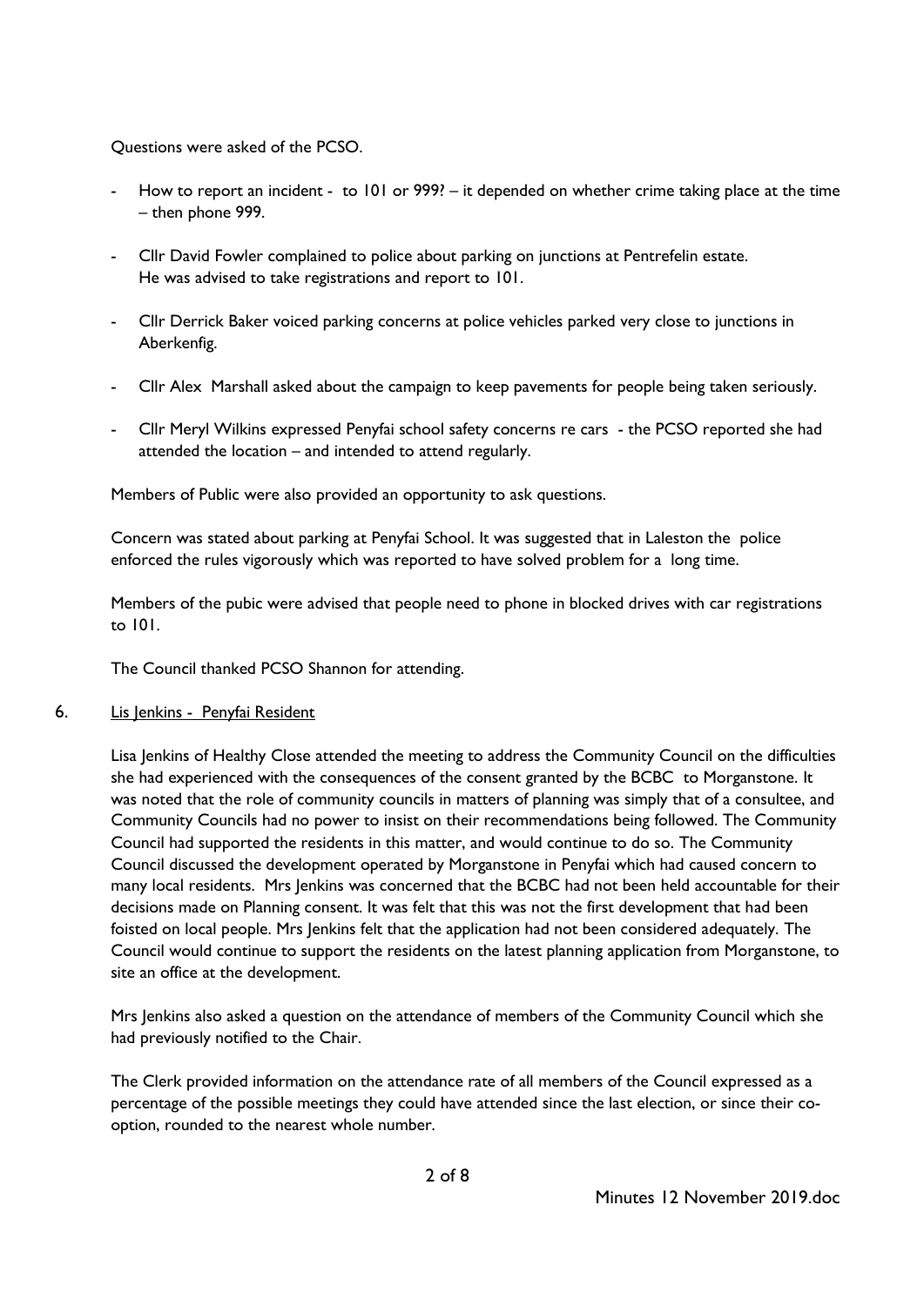Questions were asked of the PCSO.

- How to report an incident - to 101 or 999? – it depended on whether crime taking place at the time – then phone 999.
- Cllr David Fowler complained to police about parking on junctions at Pentrefelin estate. He was advised to take registrations and report to 101.
- Cllr Derrick Baker voiced parking concerns at police vehicles parked very close to junctions in Aberkenfig.
- Cllr Alex Marshall asked about the campaign to keep pavements for people being taken seriously.
- Cllr Meryl Wilkins expressed Penyfai school safety concerns re cars - the PCSO reported she had attended the location – and intended to attend regularly.

Members of Public were also provided an opportunity to ask questions.

Concern was stated about parking at Penyfai School. It was suggested that in Laleston the police enforced the rules vigorously which was reported to have solved problem for a long time.

Members of the pubic were advised that people need to phone in blocked drives with car registrations to 101.

The Council thanked PCSO Shannon for attending.

6. Lis Jenkins - Penyfai Resident

Lisa Jenkins of Healthy Close attended the meeting to address the Community Council on the difficulties she had experienced with the consequences of the consent granted by the BCBC to Morganstone. It was noted that the role of community councils in matters of planning was simply that of a consultee, and Community Councils had no power to insist on their recommendations being followed. The Community Council had supported the residents in this matter, and would continue to do so. The Community Council discussed the development operated by Morganstone in Penyfai which had caused concern to many local residents. Mrs Jenkins was concerned that the BCBC had not been held accountable for their decisions made on Planning consent. It was felt that this was not the first development that had been foisted on local people. Mrs Jenkins felt that the application had not been considered adequately. The Council would continue to support the residents on the latest planning application from Morganstone, to site an office at the development.

Mrs Jenkins also asked a question on the attendance of members of the Community Council which she had previously notified to the Chair.

The Clerk provided information on the attendance rate of all members of the Council expressed as a percentage of the possible meetings they could have attended since the last election, or since their co-option, rounded to the nearest whole number.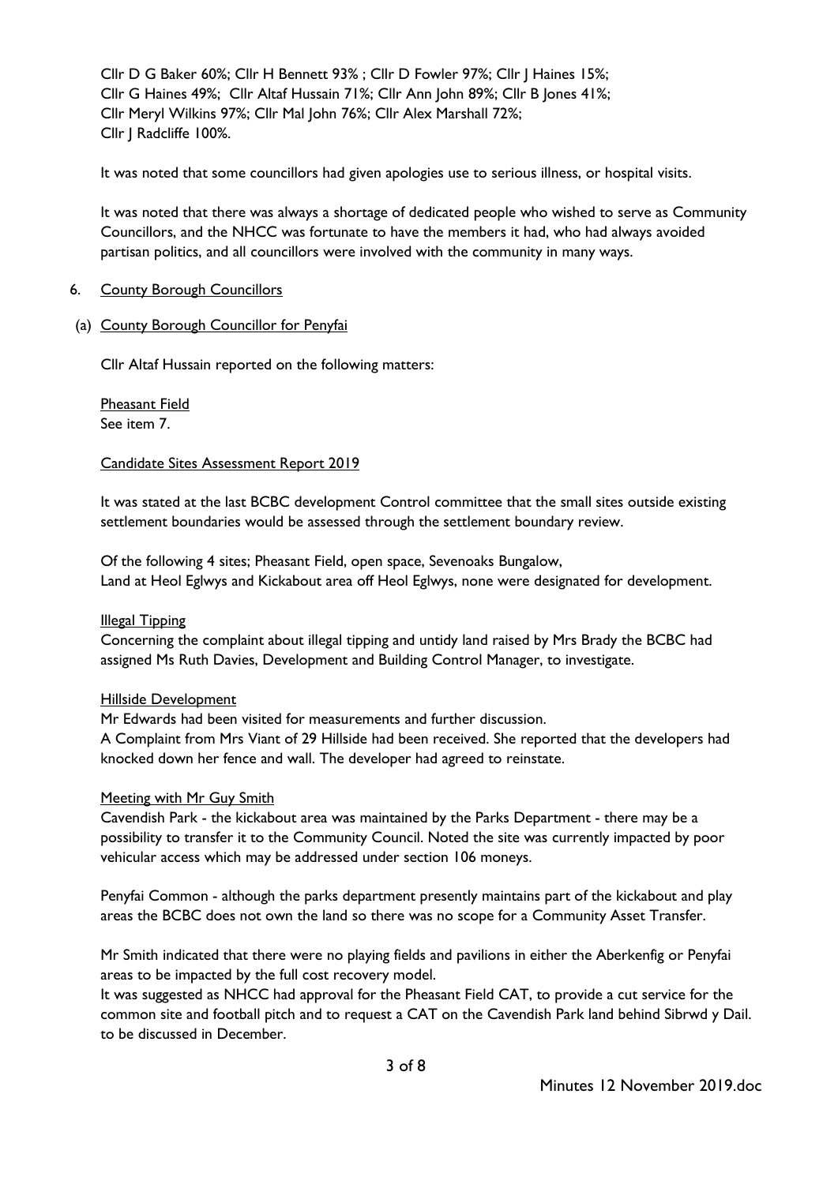Cllr D G Baker 60%; Cllr H Bennett 93% ; Cllr D Fowler 97%; Cllr J Haines 15%; Cllr G Haines 49%; Cllr Altaf Hussain 71%; Cllr Ann John 89%; Cllr B Jones 41%; Cllr Meryl Wilkins 97%; Cllr Mal John 76%; Cllr Alex Marshall 72%; Cllr J Radcliffe 100%.

It was noted that some councillors had given apologies use to serious illness, or hospital visits.

It was noted that there was always a shortage of dedicated people who wished to serve as Community Councillors, and the NHCC was fortunate to have the members it had, who had always avoided partisan politics, and all councillors were involved with the community in many ways.

6. <u>County Borough Councillors</u>

(a) <u>County Borough Councillor for Penyfai</u>

Cllr Altaf Hussain reported on the following matters:

<u>Pheasant Field</u>
See item 7.

<u>Candidate Sites Assessment Report 2019</u>

It was stated at the last BCBC development Control committee that the small sites outside existing settlement boundaries would be assessed through the settlement boundary review.

Of the following 4 sites; Pheasant Field, open space, Sevenoaks Bungalow, Land at Heol Eglwys and Kickabout area off Heol Eglwys, none were designated for development.

<u>Illegal Tipping</u>
Concerning the complaint about illegal tipping and untidy land raised by Mrs Brady the BCBC had assigned Ms Ruth Davies, Development and Building Control Manager, to investigate.

<u>Hillside Development</u>
Mr Edwards had been visited for measurements and further discussion.
A Complaint from Mrs Viant of 29 Hillside had been received. She reported that the developers had knocked down her fence and wall. The developer had agreed to reinstate.

<u>Meeting with Mr Guy Smith</u>
Cavendish Park - the kickabout area was maintained by the Parks Department - there may be a possibility to transfer it to the Community Council. Noted the site was currently impacted by poor vehicular access which may be addressed under section 106 moneys.

Penyfai Common - although the parks department presently maintains part of the kickabout and play areas the BCBC does not own the land so there was no scope for a Community Asset Transfer.

Mr Smith indicated that there were no playing fields and pavilions in either the Aberkenfig or Penyfai areas to be impacted by the full cost recovery model.
It was suggested as NHCC had approval for the Pheasant Field CAT, to provide a cut service for the common site and football pitch and to request a CAT on the Cavendish Park land behind Sibrwd y Dail. to be discussed in December.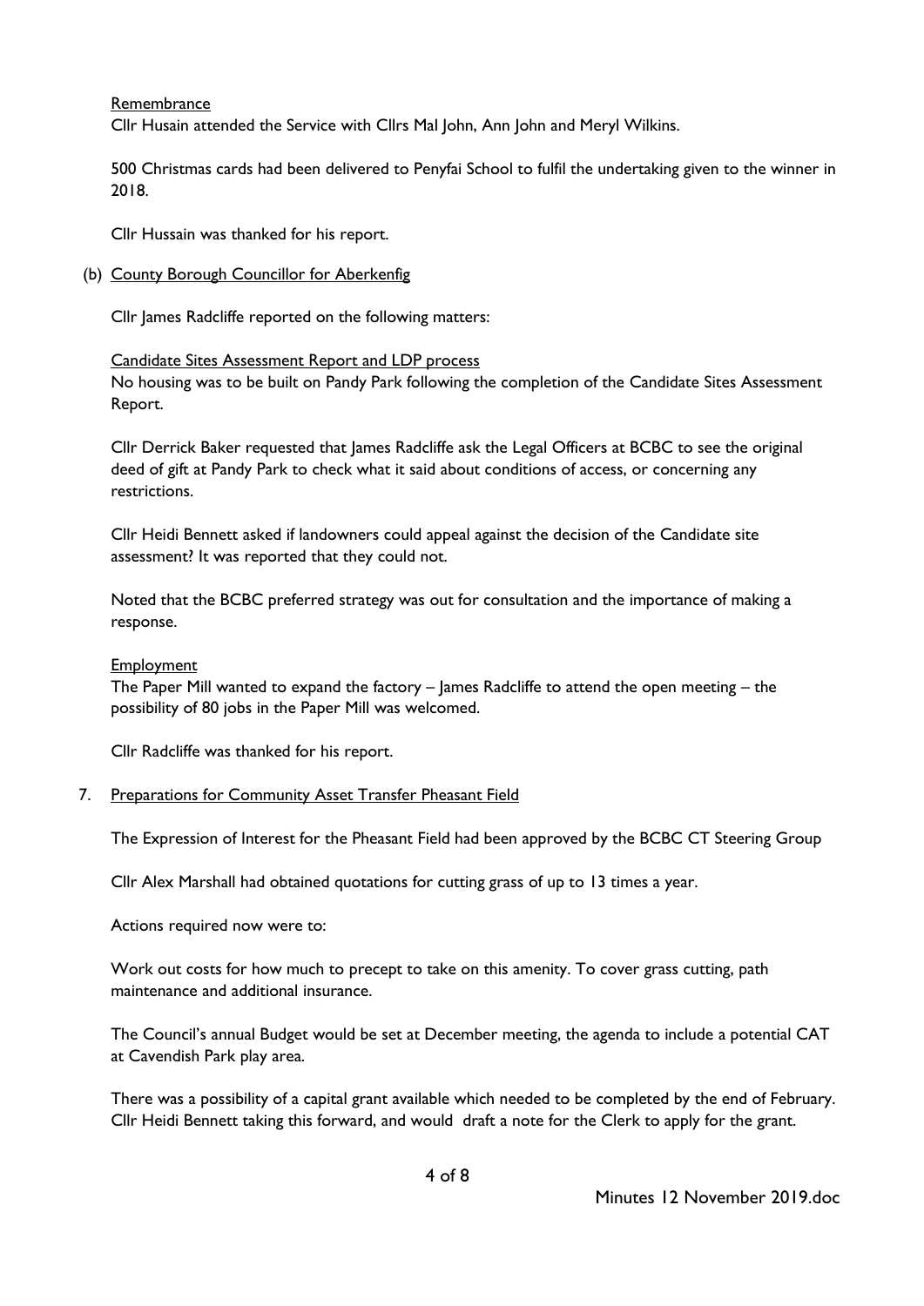Remembrance

Cllr Husain attended the Service with Cllrs Mal John, Ann John and Meryl Wilkins.

500 Christmas cards had been delivered to Penyfai School to fulfil the undertaking given to the winner in 2018.

Cllr Hussain was thanked for his report.

(b) County Borough Councillor for Aberkenfig

Cllr James Radcliffe reported on the following matters:

Candidate Sites Assessment Report and LDP process

No housing was to be built on Pandy Park following the completion of the Candidate Sites Assessment Report.

Cllr Derrick Baker requested that James Radcliffe ask the Legal Officers at BCBC to see the original deed of gift at Pandy Park to check what it said about conditions of access, or concerning any restrictions.

Cllr Heidi Bennett asked if landowners could appeal against the decision of the Candidate site assessment? It was reported that they could not.

Noted that the BCBC preferred strategy was out for consultation and the importance of making a response.

Employment

The Paper Mill wanted to expand the factory – James Radcliffe to attend the open meeting – the possibility of 80 jobs in the Paper Mill was welcomed.

Cllr Radcliffe was thanked for his report.

7. Preparations for Community Asset Transfer Pheasant Field

The Expression of Interest for the Pheasant Field had been approved by the BCBC CT Steering Group

Cllr Alex Marshall had obtained quotations for cutting grass of up to 13 times a year.

Actions required now were to:

Work out costs for how much to precept to take on this amenity. To cover grass cutting, path maintenance and additional insurance.

The Council's annual Budget would be set at December meeting, the agenda to include a potential CAT at Cavendish Park play area.

There was a possibility of a capital grant available which needed to be completed by the end of February. Cllr Heidi Bennett taking this forward, and would draft a note for the Clerk to apply for the grant.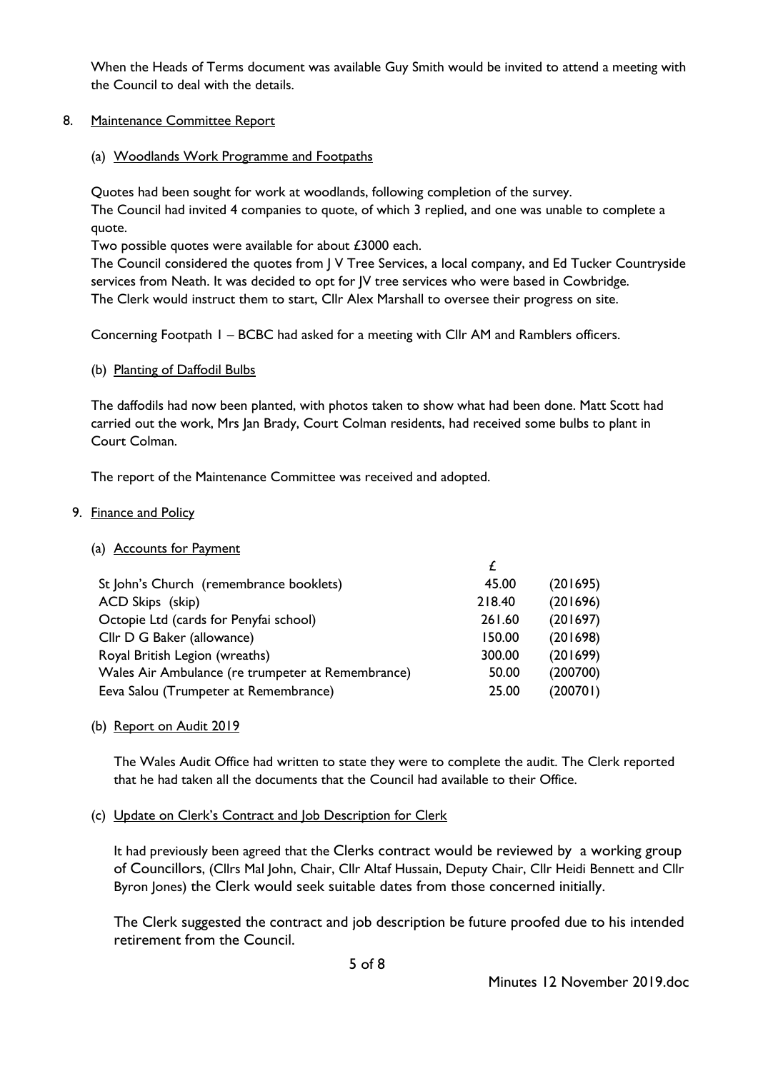When the Heads of Terms document was available Guy Smith would be invited to attend a meeting with the Council to deal with the details.

8. Maintenance Committee Report

   (a) Woodlands Work Programme and Footpaths

   Quotes had been sought for work at woodlands, following completion of the survey.
   The Council had invited 4 companies to quote, of which 3 replied, and one was unable to complete a quote.
   Two possible quotes were available for about £3000 each.
   The Council considered the quotes from J V Tree Services, a local company, and Ed Tucker Countryside services from Neath. It was decided to opt for JV tree services who were based in Cowbridge.
   The Clerk would instruct them to start, Cllr Alex Marshall to oversee their progress on site.

   Concerning Footpath 1 – BCBC had asked for a meeting with Cllr AM and Ramblers officers.

   (b) Planting of Daffodil Bulbs

   The daffodils had now been planted, with photos taken to show what had been done. Matt Scott had carried out the work, Mrs Jan Brady, Court Colman residents, had received some bulbs to plant in Court Colman.

   The report of the Maintenance Committee was received and adopted.

9. Finance and Policy

   (a) Accounts for Payment

| | £ | |
|---|---|---|
| St John's Church (remembrance booklets) | 45.00 | (201695) |
| ACD Skips (skip) | 218.40 | (201696) |
| Octopie Ltd (cards for Penyfai school) | 261.60 | (201697) |
| Cllr D G Baker (allowance) | 150.00 | (201698) |
| Royal British Legion (wreaths) | 300.00 | (201699) |
| Wales Air Ambulance (re trumpeter at Remembrance) | 50.00 | (200700) |
| Eeva Salou (Trumpeter at Remembrance) | 25.00 | (200701) |

   (b) Report on Audit 2019

   The Wales Audit Office had written to state they were to complete the audit. The Clerk reported that he had taken all the documents that the Council had available to their Office.

   (c) Update on Clerk's Contract and Job Description for Clerk

   It had previously been agreed that the Clerks contract would be reviewed by a working group of Councillors, (Cllrs Mal John, Chair, Cllr Altaf Hussain, Deputy Chair, Cllr Heidi Bennett and Cllr Byron Jones) the Clerk would seek suitable dates from those concerned initially.

   The Clerk suggested the contract and job description be future proofed due to his intended retirement from the Council.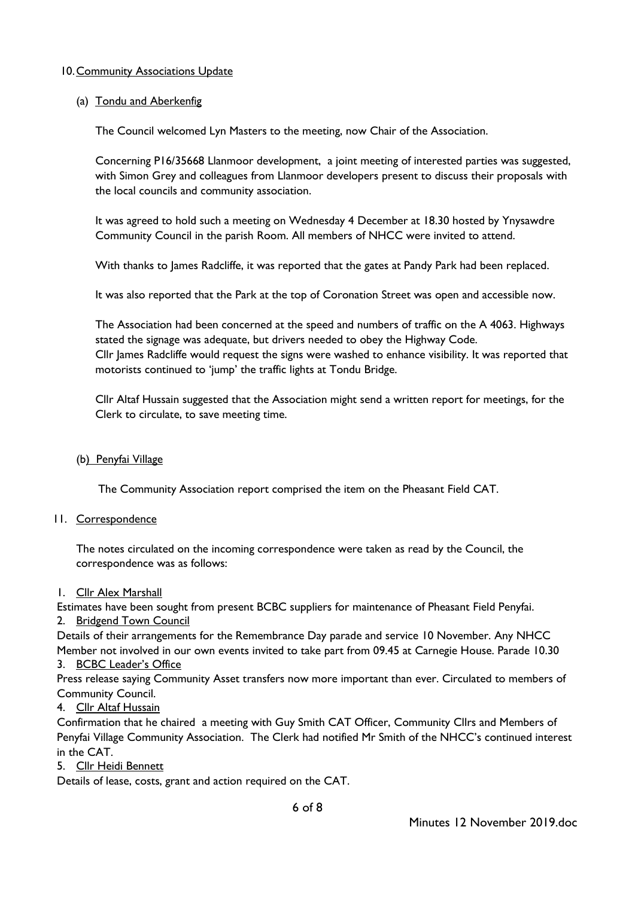10. Community Associations Update

(a) Tondu and Aberkenfig

The Council welcomed Lyn Masters to the meeting, now Chair of the Association.

Concerning P16/35668 Llanmoor development, a joint meeting of interested parties was suggested, with Simon Grey and colleagues from Llanmoor developers present to discuss their proposals with the local councils and community association.

It was agreed to hold such a meeting on Wednesday 4 December at 18.30 hosted by Ynysawdre Community Council in the parish Room. All members of NHCC were invited to attend.

With thanks to James Radcliffe, it was reported that the gates at Pandy Park had been replaced.

It was also reported that the Park at the top of Coronation Street was open and accessible now.

The Association had been concerned at the speed and numbers of traffic on the A 4063. Highways stated the signage was adequate, but drivers needed to obey the Highway Code.
Cllr James Radcliffe would request the signs were washed to enhance visibility. It was reported that motorists continued to 'jump' the traffic lights at Tondu Bridge.

Cllr Altaf Hussain suggested that the Association might send a written report for meetings, for the Clerk to circulate, to save meeting time.

(b) Penyfai Village

The Community Association report comprised the item on the Pheasant Field CAT.

11. Correspondence

The notes circulated on the incoming correspondence were taken as read by the Council, the correspondence was as follows:

1. Cllr Alex Marshall

Estimates have been sought from present BCBC suppliers for maintenance of Pheasant Field Penyfai.

2. Bridgend Town Council

Details of their arrangements for the Remembrance Day parade and service 10 November. Any NHCC Member not involved in our own events invited to take part from 09.45 at Carnegie House. Parade 10.30

3. BCBC Leader's Office

Press release saying Community Asset transfers now more important than ever. Circulated to members of Community Council.

4. Cllr Altaf Hussain

Confirmation that he chaired a meeting with Guy Smith CAT Officer, Community Cllrs and Members of Penyfai Village Community Association. The Clerk had notified Mr Smith of the NHCC's continued interest in the CAT.

5. Cllr Heidi Bennett

Details of lease, costs, grant and action required on the CAT.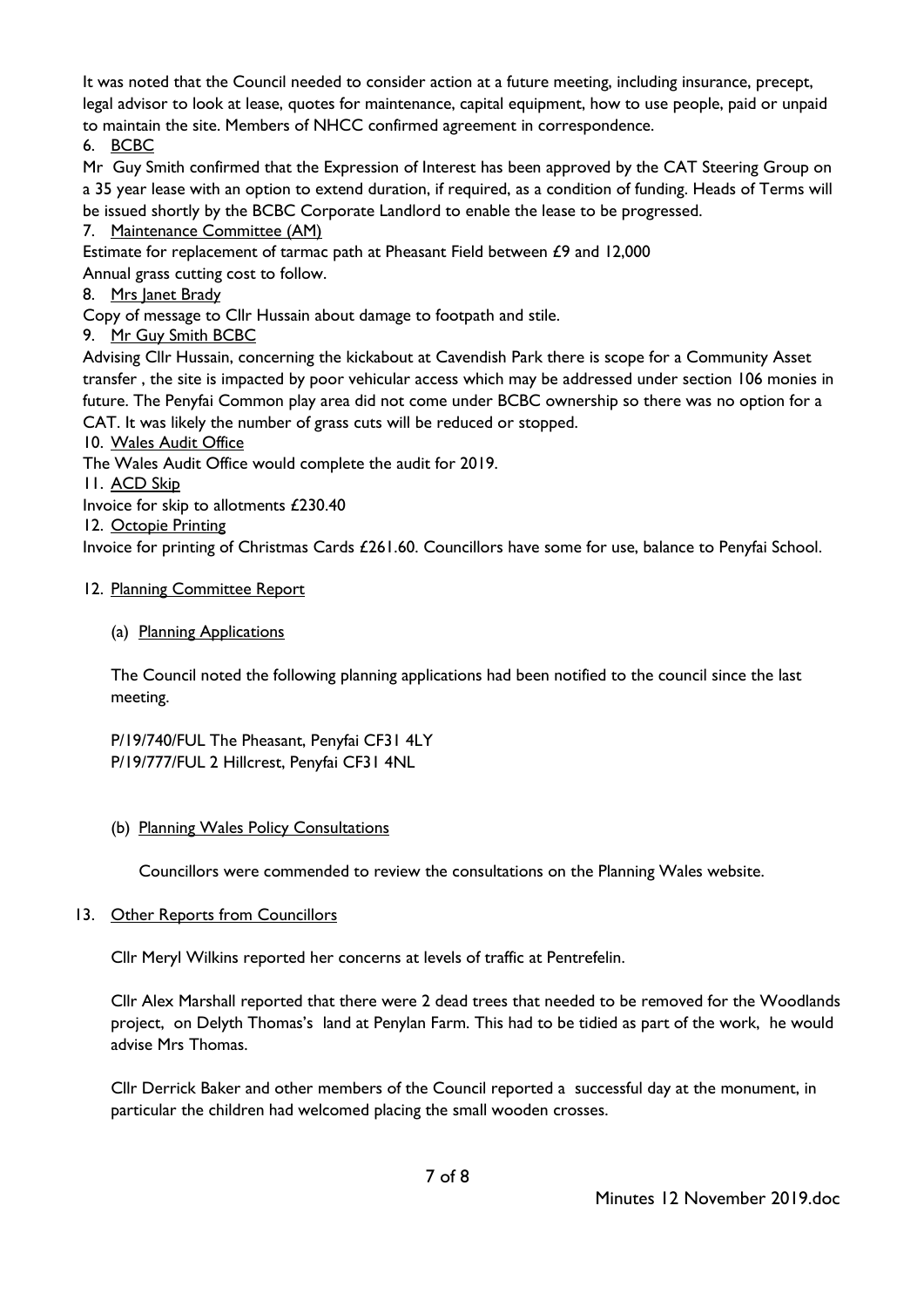It was noted that the Council needed to consider action at a future meeting, including insurance, precept, legal advisor to look at lease, quotes for maintenance, capital equipment, how to use people, paid or unpaid to maintain the site. Members of NHCC confirmed agreement in correspondence.

6. BCBC

Mr Guy Smith confirmed that the Expression of Interest has been approved by the CAT Steering Group on a 35 year lease with an option to extend duration, if required, as a condition of funding. Heads of Terms will be issued shortly by the BCBC Corporate Landlord to enable the lease to be progressed.

7. Maintenance Committee (AM)

Estimate for replacement of tarmac path at Pheasant Field between £9 and 12,000
Annual grass cutting cost to follow.

8. Mrs Janet Brady

Copy of message to Cllr Hussain about damage to footpath and stile.

9. Mr Guy Smith BCBC

Advising Cllr Hussain, concerning the kickabout at Cavendish Park there is scope for a Community Asset transfer , the site is impacted by poor vehicular access which may be addressed under section 106 monies in future. The Penyfai Common play area did not come under BCBC ownership so there was no option for a CAT. It was likely the number of grass cuts will be reduced or stopped.

10. Wales Audit Office

The Wales Audit Office would complete the audit for 2019.

11. ACD Skip

Invoice for skip to allotments £230.40

12. Octopie Printing

Invoice for printing of Christmas Cards £261.60. Councillors have some for use, balance to Penyfai School.

12. Planning Committee Report

(a) Planning Applications

The Council noted the following planning applications had been notified to the council since the last meeting.

P/19/740/FUL The Pheasant, Penyfai CF31 4LY
P/19/777/FUL 2 Hillcrest, Penyfai CF31 4NL

(b) Planning Wales Policy Consultations

Councillors were commended to review the consultations on the Planning Wales website.

13. Other Reports from Councillors

Cllr Meryl Wilkins reported her concerns at levels of traffic at Pentrefelin.

Cllr Alex Marshall reported that there were 2 dead trees that needed to be removed for the Woodlands project, on Delyth Thomas's land at Penylan Farm. This had to be tidied as part of the work, he would advise Mrs Thomas.

Cllr Derrick Baker and other members of the Council reported a successful day at the monument, in particular the children had welcomed placing the small wooden crosses.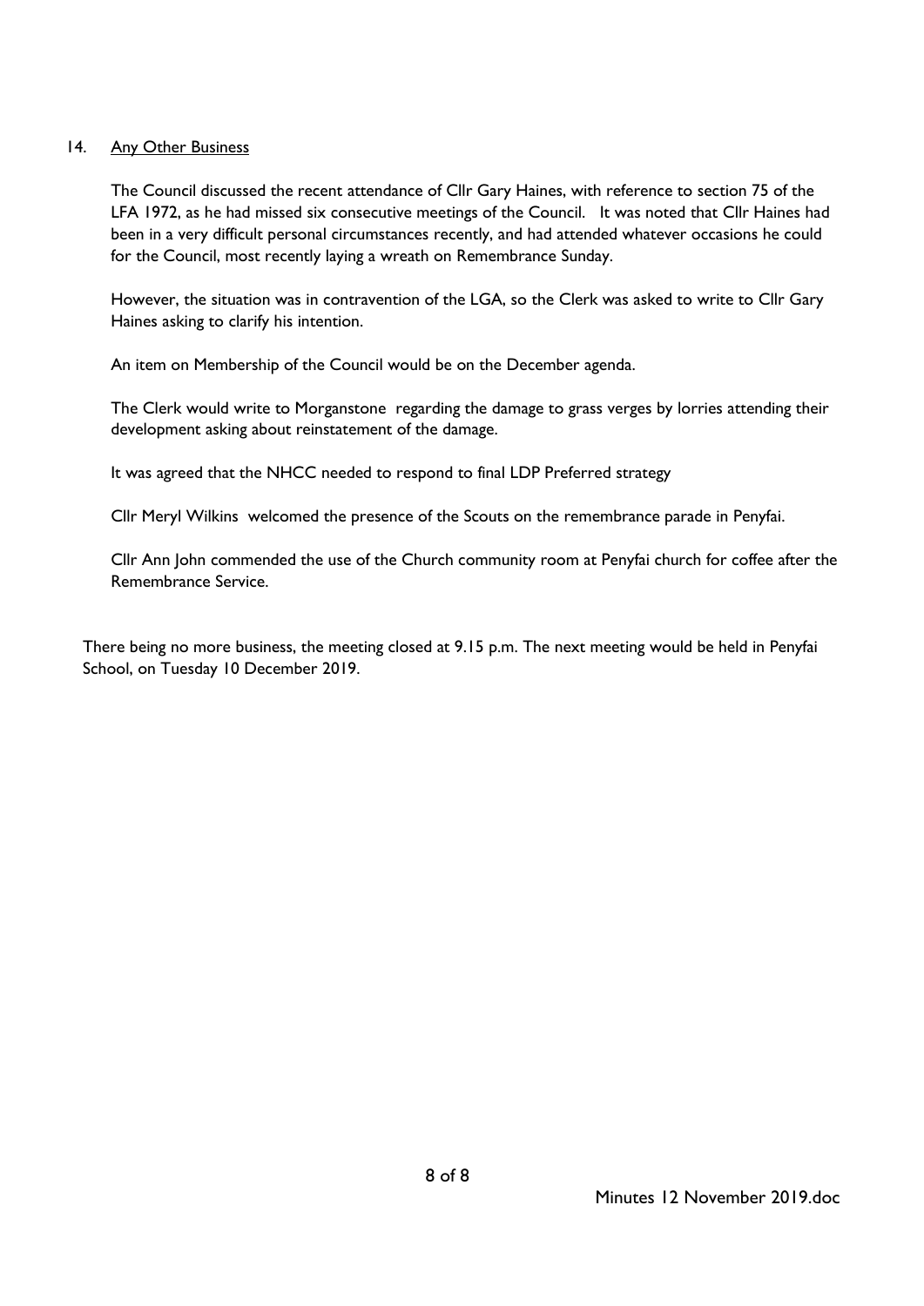14. <u>Any Other Business</u>

The Council discussed the recent attendance of Cllr Gary Haines, with reference to section 75 of the LFA 1972, as he had missed six consecutive meetings of the Council. It was noted that Cllr Haines had been in a very difficult personal circumstances recently, and had attended whatever occasions he could for the Council, most recently laying a wreath on Remembrance Sunday.

However, the situation was in contravention of the LGA, so the Clerk was asked to write to Cllr Gary Haines asking to clarify his intention.

An item on Membership of the Council would be on the December agenda.

The Clerk would write to Morganstone regarding the damage to grass verges by lorries attending their development asking about reinstatement of the damage.

It was agreed that the NHCC needed to respond to final LDP Preferred strategy

Cllr Meryl Wilkins welcomed the presence of the Scouts on the remembrance parade in Penyfai.

Cllr Ann John commended the use of the Church community room at Penyfai church for coffee after the Remembrance Service.

There being no more business, the meeting closed at 9.15 p.m. The next meeting would be held in Penyfai School, on Tuesday 10 December 2019.